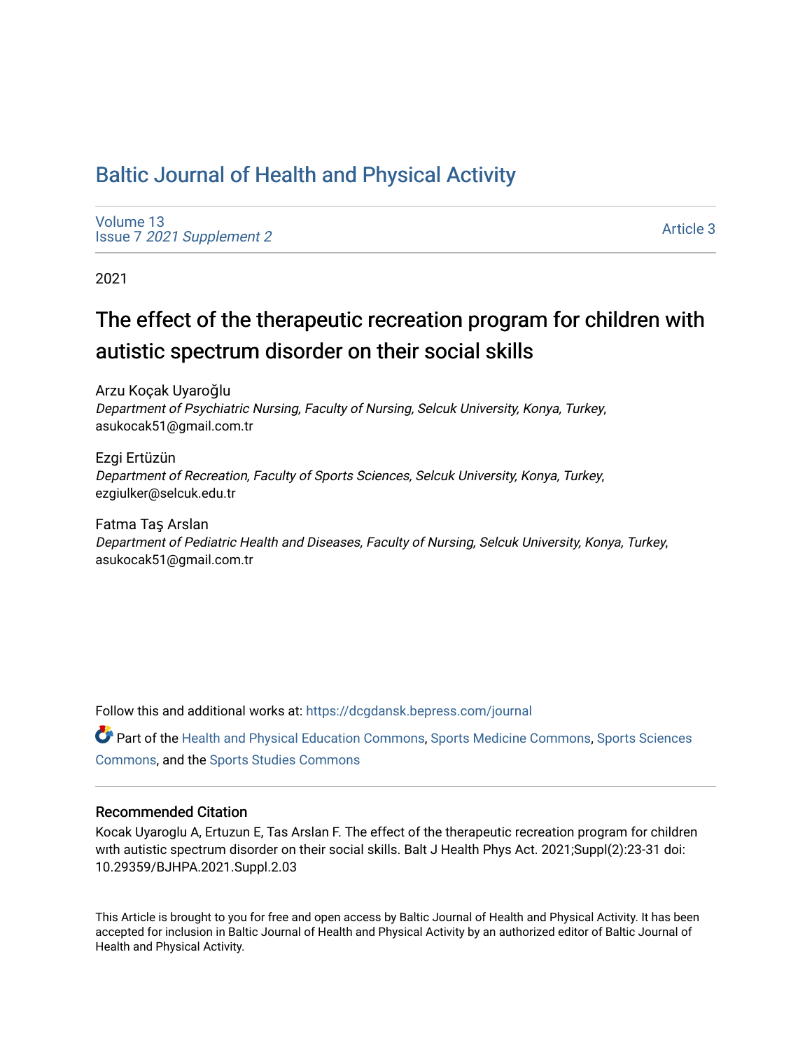# Baltic Journal of Health and Physical Activity

Volume 13
Issue 7 *2021 Supplement 2*

Article 3

2021

## The effect of the therapeutic recreation program for children with autistic spectrum disorder on their social skills

Arzu Koçak Uyaroğlu
*Department of Psychiatric Nursing, Faculty of Nursing, Selcuk University, Konya, Turkey*, asukocak51@gmail.com.tr

Ezgi Ertüzün
*Department of Recreation, Faculty of Sports Sciences, Selcuk University, Konya, Turkey*, ezgiulker@selcuk.edu.tr

Fatma Taş Arslan
*Department of Pediatric Health and Diseases, Faculty of Nursing, Selcuk University, Konya, Turkey*, asukocak51@gmail.com.tr

Follow this and additional works at: https://dcgdansk.bepress.com/journal

Part of the Health and Physical Education Commons, Sports Medicine Commons, Sports Sciences Commons, and the Sports Studies Commons

### Recommended Citation

Kocak Uyaroglu A, Ertuzun E, Tas Arslan F. The effect of the therapeutic recreation program for children wıth autistic spectrum disorder on their social skills. Balt J Health Phys Act. 2021;Suppl(2):23-31 doi: 10.29359/BJHPA.2021.Suppl.2.03

This Article is brought to you for free and open access by Baltic Journal of Health and Physical Activity. It has been accepted for inclusion in Baltic Journal of Health and Physical Activity by an authorized editor of Baltic Journal of Health and Physical Activity.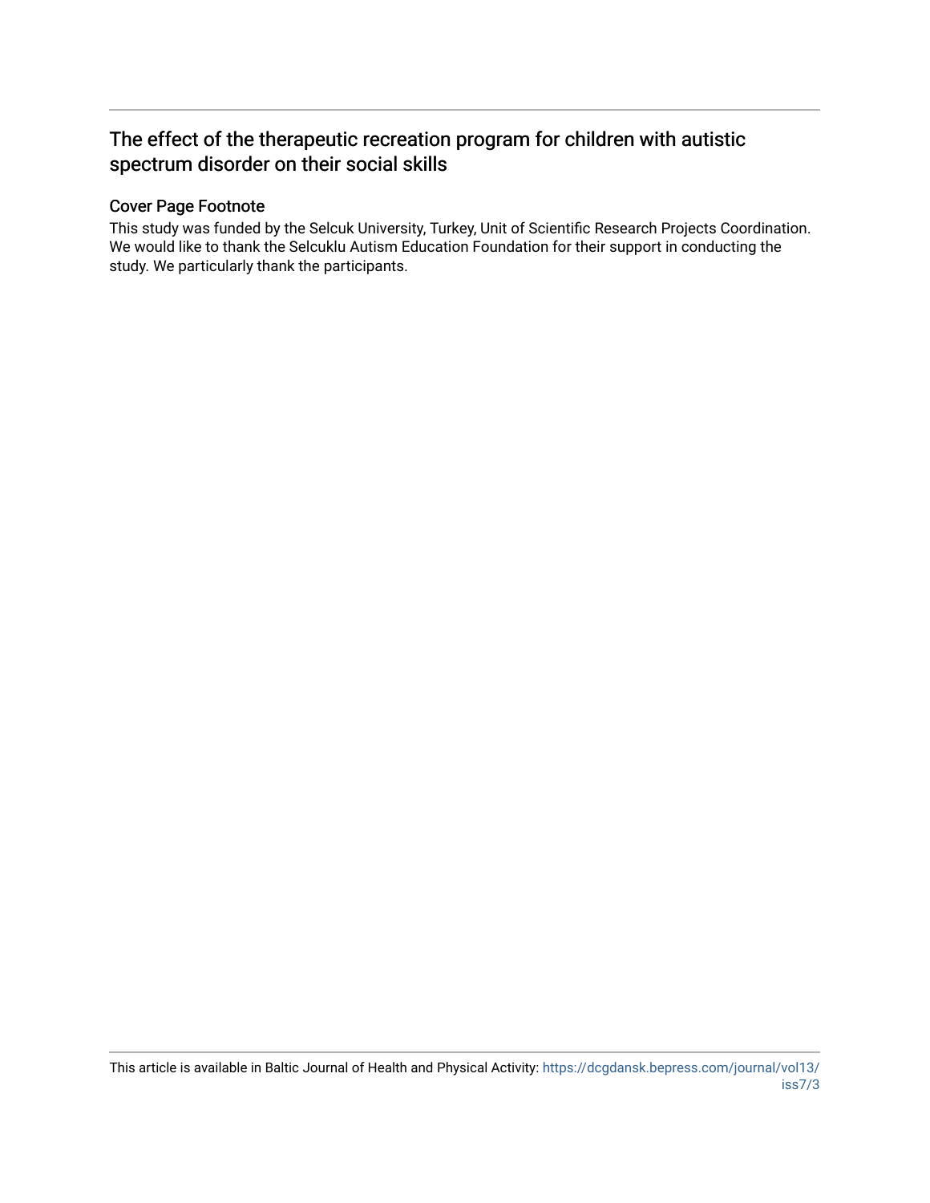# The effect of the therapeutic recreation program for children with autistic spectrum disorder on their social skills

## Cover Page Footnote

This study was funded by the Selcuk University, Turkey, Unit of Scientific Research Projects Coordination. We would like to thank the Selcuklu Autism Education Foundation for their support in conducting the study. We particularly thank the participants.

This article is available in Baltic Journal of Health and Physical Activity: https://dcgdansk.bepress.com/journal/vol13/iss7/3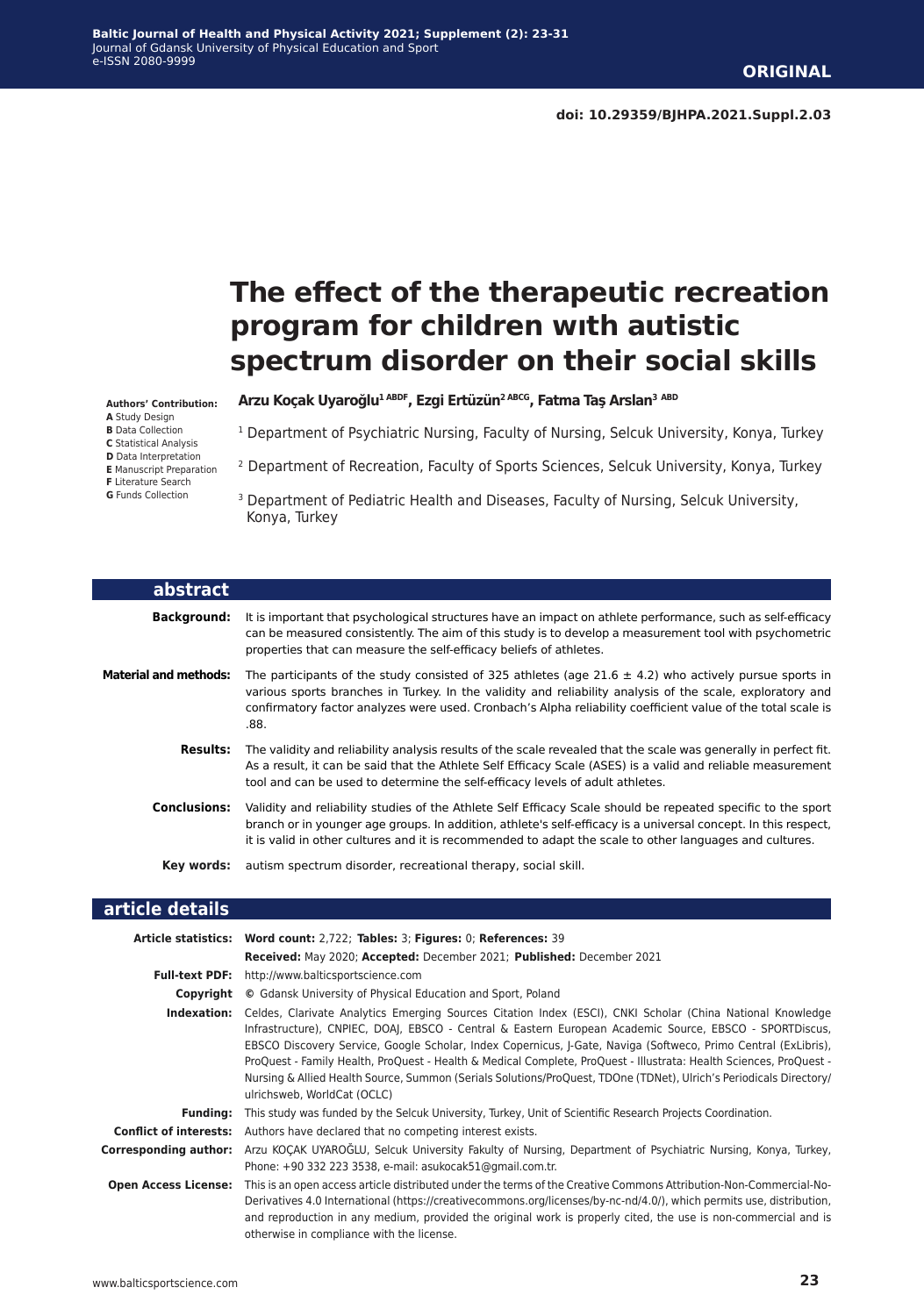**ORIGINAL**

**doi: 10.29359/BJHPA.2021.Suppl.2.03**

# The effect of the therapeutic recreation program for children wıth autistic spectrum disorder on their social skills

**Authors' Contribution:**
**A** Study Design
**B** Data Collection
**C** Statistical Analysis
**D** Data Interpretation
**E** Manuscript Preparation
**F** Literature Search
**G** Funds Collection

**Arzu Koçak Uyaroğlu[1 ABDF], Ezgi Ertüzün[2 ABCG], Fatma Taş Arslan[3 ABD]**

[1] Department of Psychiatric Nursing, Faculty of Nursing, Selcuk University, Konya, Turkey

[2] Department of Recreation, Faculty of Sports Sciences, Selcuk University, Konya, Turkey

[3] Department of Pediatric Health and Diseases, Faculty of Nursing, Selcuk University, Konya, Turkey

## abstract

**Background:** It is important that psychological structures have an impact on athlete performance, such as self-efficacy can be measured consistently. The aim of this study is to develop a measurement tool with psychometric properties that can measure the self-efficacy beliefs of athletes.

**Material and methods:** The participants of the study consisted of 325 athletes (age 21.6 ± 4.2) who actively pursue sports in various sports branches in Turkey. In the validity and reliability analysis of the scale, exploratory and confirmatory factor analyzes were used. Cronbach's Alpha reliability coefficient value of the total scale is .88.

**Results:** The validity and reliability analysis results of the scale revealed that the scale was generally in perfect fit. As a result, it can be said that the Athlete Self Efficacy Scale (ASES) is a valid and reliable measurement tool and can be used to determine the self-efficacy levels of adult athletes.

**Conclusions:** Validity and reliability studies of the Athlete Self Efficacy Scale should be repeated specific to the sport branch or in younger age groups. In addition, athlete's self-efficacy is a universal concept. In this respect, it is valid in other cultures and it is recommended to adapt the scale to other languages and cultures.

**Key words:** autism spectrum disorder, recreational therapy, social skill.

## article details

**Article statistics:** **Word count:** 2,722; **Tables:** 3; **Figures:** 0; **References:** 39
**Received:** May 2020; **Accepted:** December 2021; **Published:** December 2021

**Full-text PDF:** http://www.balticsportscience.com

**Copyright** © Gdansk University of Physical Education and Sport, Poland

**Indexation:** Celdes, Clarivate Analytics Emerging Sources Citation Index (ESCI), CNKI Scholar (China National Knowledge Infrastructure), CNPIEC, DOAJ, EBSCO - Central & Eastern European Academic Source, EBSCO - SPORTDiscus, EBSCO Discovery Service, Google Scholar, Index Copernicus, J-Gate, Naviga (Softweco, Primo Central (ExLibris), ProQuest - Family Health, ProQuest - Health & Medical Complete, ProQuest - Illustrata: Health Sciences, ProQuest - Nursing & Allied Health Source, Summon (Serials Solutions/ProQuest, TDOne (TDNet), Ulrich's Periodicals Directory/ ulrichsweb, WorldCat (OCLC)

**Funding:** This study was funded by the Selcuk University, Turkey, Unit of Scientific Research Projects Coordination.

**Conflict of interests:** Authors have declared that no competing interest exists.

**Corresponding author:** Arzu KOÇAK UYAROĞLU, Selcuk University Fakulty of Nursing, Department of Psychiatric Nursing, Konya, Turkey, Phone: +90 332 223 3538, e-mail: asukocak51@gmail.com.tr.

**Open Access License:** This is an open access article distributed under the terms of the Creative Commons Attribution-Non-Commercial-No-Derivatives 4.0 International (https://creativecommons.org/licenses/by-nc-nd/4.0/), which permits use, distribution, and reproduction in any medium, provided the original work is properly cited, the use is non-commercial and is otherwise in compliance with the license.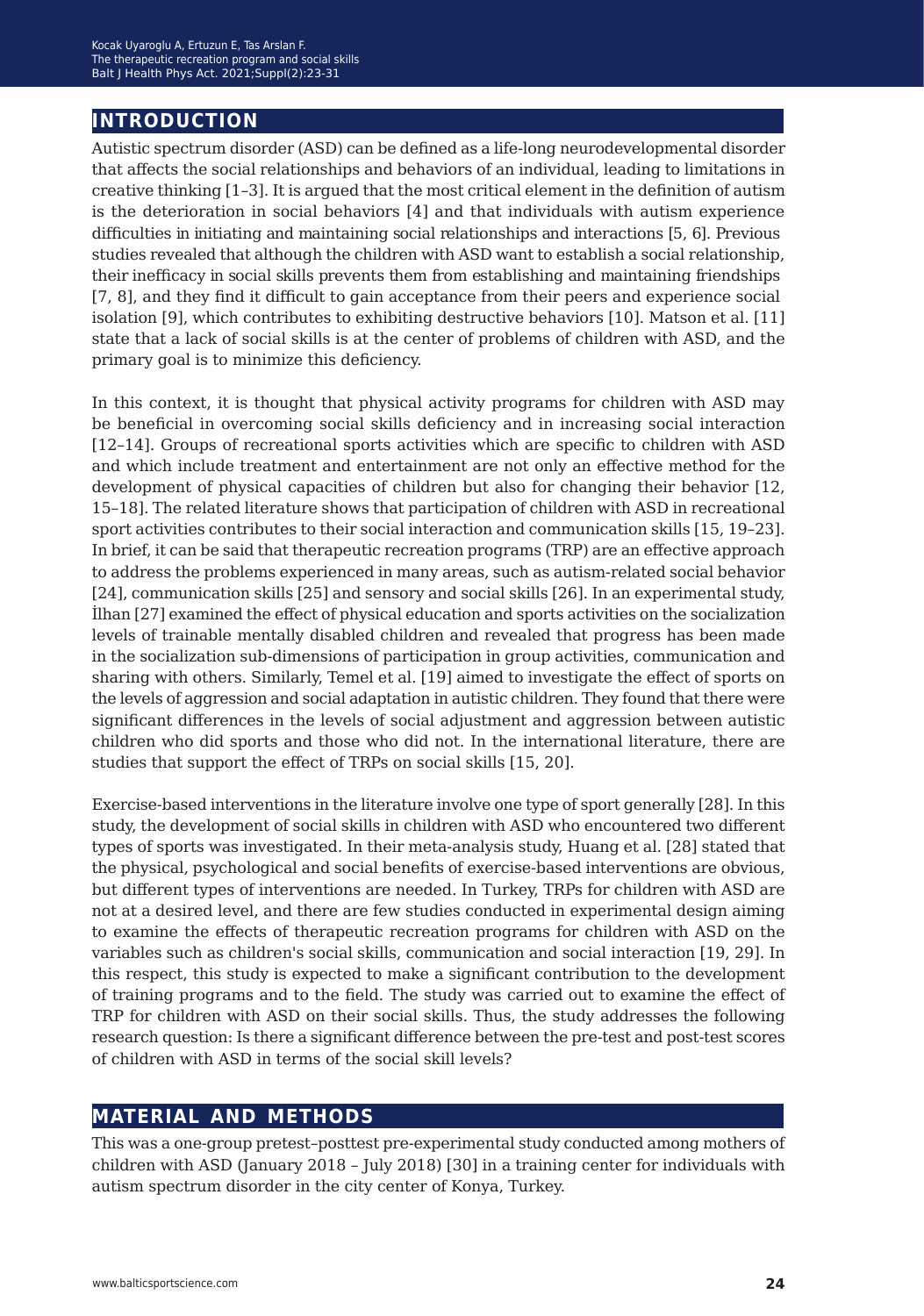## INTRODUCTION

Autistic spectrum disorder (ASD) can be defined as a life-long neurodevelopmental disorder that affects the social relationships and behaviors of an individual, leading to limitations in creative thinking [1–3]. It is argued that the most critical element in the definition of autism is the deterioration in social behaviors [4] and that individuals with autism experience difficulties in initiating and maintaining social relationships and interactions [5, 6]. Previous studies revealed that although the children with ASD want to establish a social relationship, their inefficacy in social skills prevents them from establishing and maintaining friendships [7, 8], and they find it difficult to gain acceptance from their peers and experience social isolation [9], which contributes to exhibiting destructive behaviors [10]. Matson et al. [11] state that a lack of social skills is at the center of problems of children with ASD, and the primary goal is to minimize this deficiency.

In this context, it is thought that physical activity programs for children with ASD may be beneficial in overcoming social skills deficiency and in increasing social interaction [12–14]. Groups of recreational sports activities which are specific to children with ASD and which include treatment and entertainment are not only an effective method for the development of physical capacities of children but also for changing their behavior [12, 15–18]. The related literature shows that participation of children with ASD in recreational sport activities contributes to their social interaction and communication skills [15, 19–23]. In brief, it can be said that therapeutic recreation programs (TRP) are an effective approach to address the problems experienced in many areas, such as autism-related social behavior [24], communication skills [25] and sensory and social skills [26]. In an experimental study, İlhan [27] examined the effect of physical education and sports activities on the socialization levels of trainable mentally disabled children and revealed that progress has been made in the socialization sub-dimensions of participation in group activities, communication and sharing with others. Similarly, Temel et al. [19] aimed to investigate the effect of sports on the levels of aggression and social adaptation in autistic children. They found that there were significant differences in the levels of social adjustment and aggression between autistic children who did sports and those who did not. In the international literature, there are studies that support the effect of TRPs on social skills [15, 20].

Exercise-based interventions in the literature involve one type of sport generally [28]. In this study, the development of social skills in children with ASD who encountered two different types of sports was investigated. In their meta-analysis study, Huang et al. [28] stated that the physical, psychological and social benefits of exercise-based interventions are obvious, but different types of interventions are needed. In Turkey, TRPs for children with ASD are not at a desired level, and there are few studies conducted in experimental design aiming to examine the effects of therapeutic recreation programs for children with ASD on the variables such as children's social skills, communication and social interaction [19, 29]. In this respect, this study is expected to make a significant contribution to the development of training programs and to the field. The study was carried out to examine the effect of TRP for children with ASD on their social skills. Thus, the study addresses the following research question: Is there a significant difference between the pre-test and post-test scores of children with ASD in terms of the social skill levels?

## MATERIAL AND METHODS

This was a one-group pretest–posttest pre-experimental study conducted among mothers of children with ASD (January 2018 – July 2018) [30] in a training center for individuals with autism spectrum disorder in the city center of Konya, Turkey.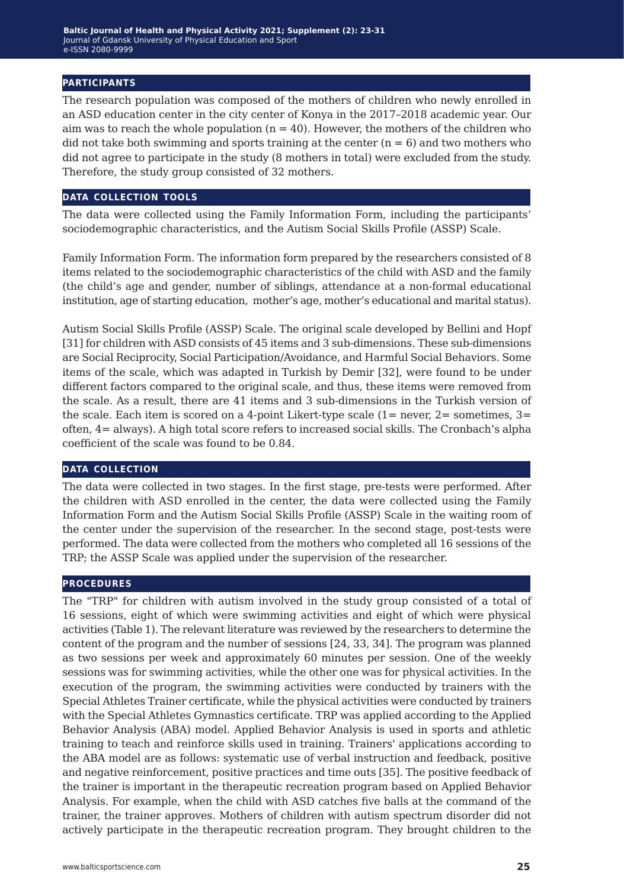## PARTICIPANTS

The research population was composed of the mothers of children who newly enrolled in an ASD education center in the city center of Konya in the 2017–2018 academic year. Our aim was to reach the whole population ($n = 40$). However, the mothers of the children who did not take both swimming and sports training at the center ($n = 6$) and two mothers who did not agree to participate in the study (8 mothers in total) were excluded from the study. Therefore, the study group consisted of 32 mothers.

## DATA COLLECTION TOOLS

The data were collected using the Family Information Form, including the participants' sociodemographic characteristics, and the Autism Social Skills Profile (ASSP) Scale.

Family Information Form. The information form prepared by the researchers consisted of 8 items related to the sociodemographic characteristics of the child with ASD and the family (the child's age and gender, number of siblings, attendance at a non-formal educational institution, age of starting education, mother's age, mother's educational and marital status).

Autism Social Skills Profile (ASSP) Scale. The original scale developed by Bellini and Hopf [31] for children with ASD consists of 45 items and 3 sub-dimensions. These sub-dimensions are Social Reciprocity, Social Participation/Avoidance, and Harmful Social Behaviors. Some items of the scale, which was adapted in Turkish by Demir [32], were found to be under different factors compared to the original scale, and thus, these items were removed from the scale. As a result, there are 41 items and 3 sub-dimensions in the Turkish version of the scale. Each item is scored on a 4-point Likert-type scale (1= never, 2= sometimes, 3= often, 4= always). A high total score refers to increased social skills. The Cronbach's alpha coefficient of the scale was found to be 0.84.

## DATA COLLECTION

The data were collected in two stages. In the first stage, pre-tests were performed. After the children with ASD enrolled in the center, the data were collected using the Family Information Form and the Autism Social Skills Profile (ASSP) Scale in the waiting room of the center under the supervision of the researcher. In the second stage, post-tests were performed. The data were collected from the mothers who completed all 16 sessions of the TRP; the ASSP Scale was applied under the supervision of the researcher.

## PROCEDURES

The "TRP" for children with autism involved in the study group consisted of a total of 16 sessions, eight of which were swimming activities and eight of which were physical activities (Table 1). The relevant literature was reviewed by the researchers to determine the content of the program and the number of sessions [24, 33, 34]. The program was planned as two sessions per week and approximately 60 minutes per session. One of the weekly sessions was for swimming activities, while the other one was for physical activities. In the execution of the program, the swimming activities were conducted by trainers with the Special Athletes Trainer certificate, while the physical activities were conducted by trainers with the Special Athletes Gymnastics certificate. TRP was applied according to the Applied Behavior Analysis (ABA) model. Applied Behavior Analysis is used in sports and athletic training to teach and reinforce skills used in training. Trainers' applications according to the ABA model are as follows: systematic use of verbal instruction and feedback, positive and negative reinforcement, positive practices and time outs [35]. The positive feedback of the trainer is important in the therapeutic recreation program based on Applied Behavior Analysis. For example, when the child with ASD catches five balls at the command of the trainer, the trainer approves. Mothers of children with autism spectrum disorder did not actively participate in the therapeutic recreation program. They brought children to the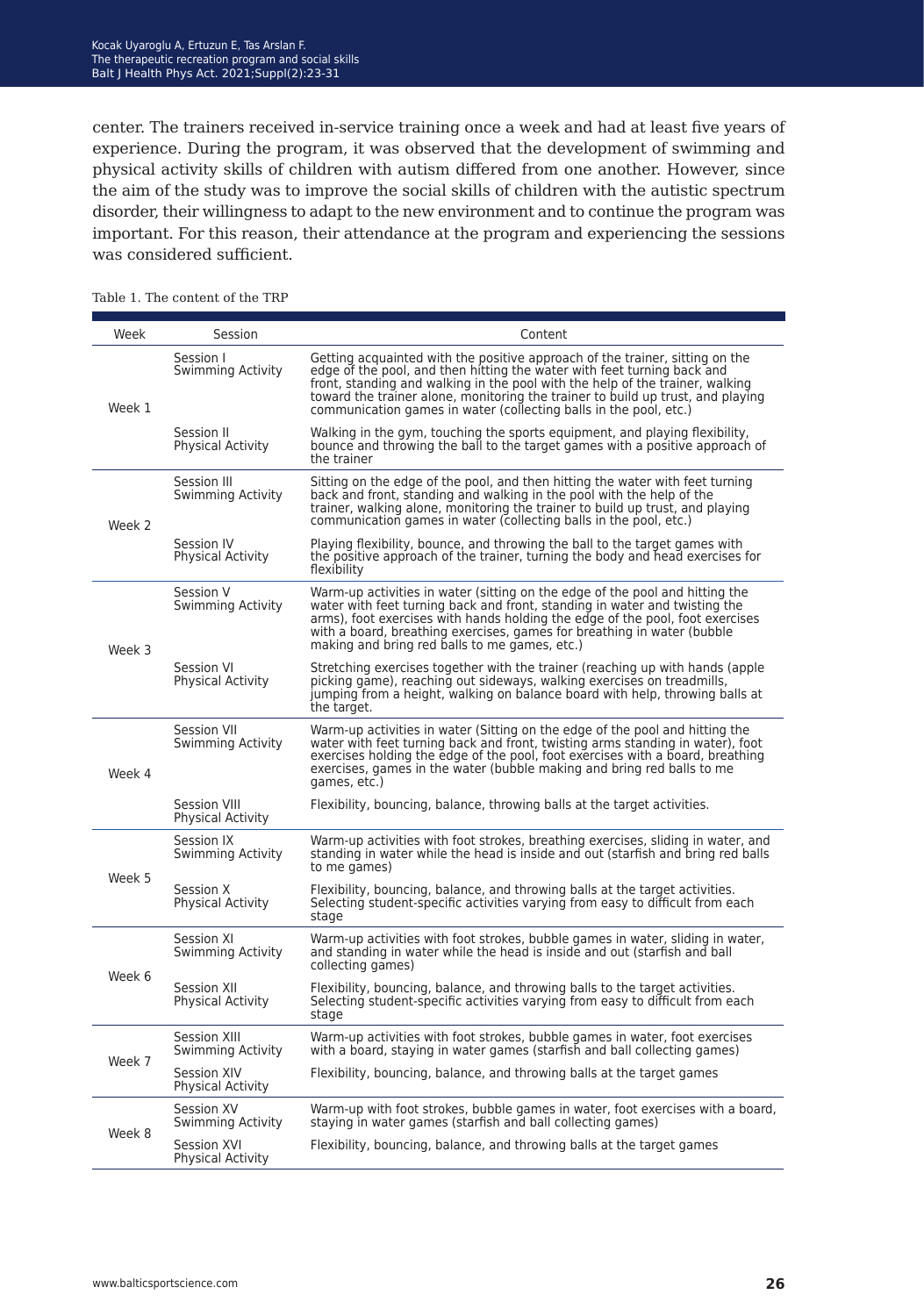center. The trainers received in-service training once a week and had at least five years of experience. During the program, it was observed that the development of swimming and physical activity skills of children with autism differed from one another. However, since the aim of the study was to improve the social skills of children with the autistic spectrum disorder, their willingness to adapt to the new environment and to continue the program was important. For this reason, their attendance at the program and experiencing the sessions was considered sufficient.

Table 1. The content of the TRP

| Week | Session | Content |
|---|---|---|
| Week 1 | Session I Swimming Activity | Getting acquainted with the positive approach of the trainer, sitting on the edge of the pool, and then hitting the water with feet turning back and front, standing and walking in the pool with the help of the trainer, walking toward the trainer alone, monitoring the trainer to build up trust, and playing communication games in water (collecting balls in the pool, etc.) |
| | Session II Physical Activity | Walking in the gym, touching the sports equipment, and playing flexibility, bounce and throwing the ball to the target games with a positive approach of the trainer |
| Week 2 | Session III Swimming Activity | Sitting on the edge of the pool, and then hitting the water with feet turning back and front, standing and walking in the pool with the help of the trainer, walking alone, monitoring the trainer to build up trust, and playing communication games in water (collecting balls in the pool, etc.) |
| | Session IV Physical Activity | Playing flexibility, bounce, and throwing the ball to the target games with the positive approach of the trainer, turning the body and head exercises for flexibility |
| Week 3 | Session V Swimming Activity | Warm-up activities in water (sitting on the edge of the pool and hitting the water with feet turning back and front, standing in water and twisting the arms), foot exercises with hands holding the edge of the pool, foot exercises with a board, breathing exercises, games for breathing in water (bubble making and bring red balls to me games, etc.) |
| | Session VI Physical Activity | Stretching exercises together with the trainer (reaching up with hands (apple picking game), reaching out sideways, walking exercises on treadmills, jumping from a height, walking on balance board with help, throwing balls at the target. |
| Week 4 | Session VII Swimming Activity | Warm-up activities in water (Sitting on the edge of the pool and hitting the water with feet turning back and front, twisting arms standing in water), foot exercises holding the edge of the pool, foot exercises with a board, breathing exercises, games in the water (bubble making and bring red balls to me games, etc.) |
| | Session VIII Physical Activity | Flexibility, bouncing, balance, throwing balls at the target activities. |
| Week 5 | Session IX Swimming Activity | Warm-up activities with foot strokes, breathing exercises, sliding in water, and standing in water while the head is inside and out (starfish and bring red balls to me games) |
| | Session X Physical Activity | Flexibility, bouncing, balance, and throwing balls at the target activities. Selecting student-specific activities varying from easy to difficult from each stage |
| Week 6 | Session XI Swimming Activity | Warm-up activities with foot strokes, bubble games in water, sliding in water, and standing in water while the head is inside and out (starfish and ball collecting games) |
| | Session XII Physical Activity | Flexibility, bouncing, balance, and throwing balls to the target activities. Selecting student-specific activities varying from easy to difficult from each stage |
| Week 7 | Session XIII Swimming Activity | Warm-up activities with foot strokes, bubble games in water, foot exercises with a board, staying in water games (starfish and ball collecting games) |
| | Session XIV Physical Activity | Flexibility, bouncing, balance, and throwing balls at the target games |
| Week 8 | Session XV Swimming Activity | Warm-up with foot strokes, bubble games in water, foot exercises with a board, staying in water games (starfish and ball collecting games) |
| | Session XVI Physical Activity | Flexibility, bouncing, balance, and throwing balls at the target games |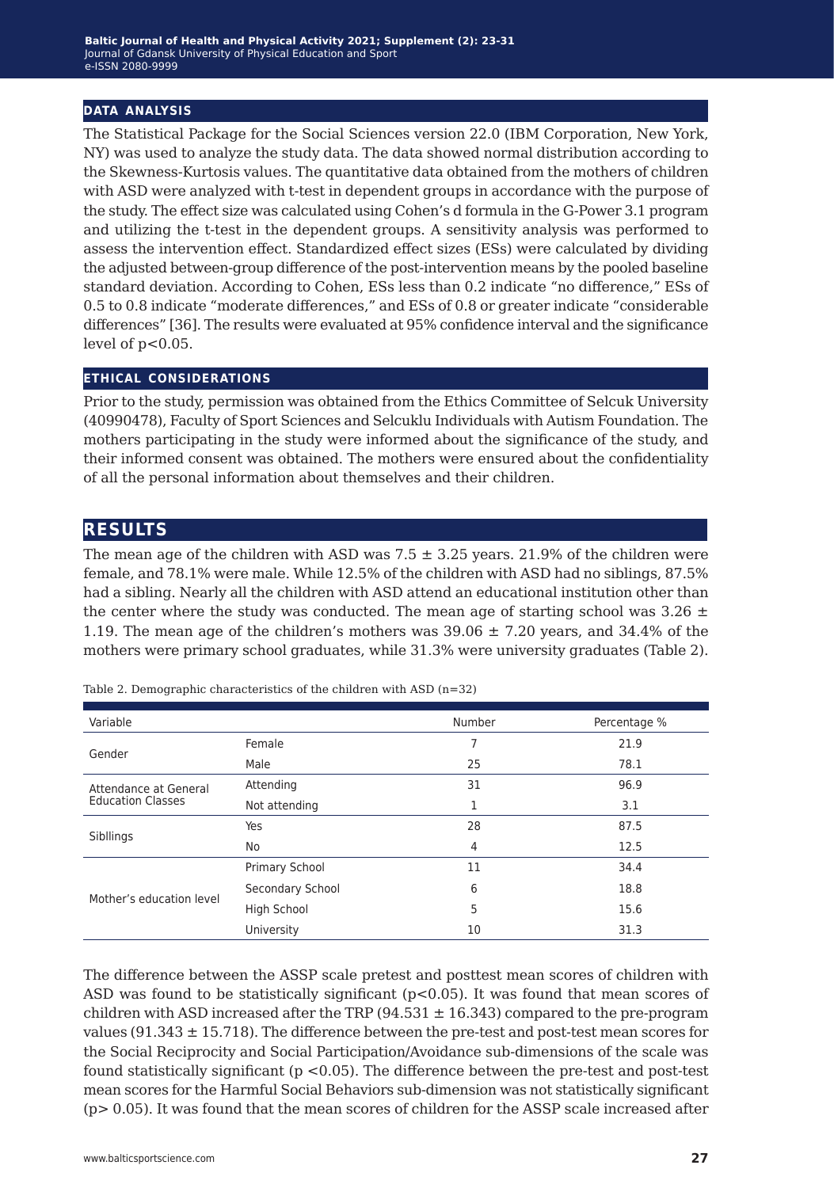## DATA ANALYSIS

The Statistical Package for the Social Sciences version 22.0 (IBM Corporation, New York, NY) was used to analyze the study data. The data showed normal distribution according to the Skewness-Kurtosis values. The quantitative data obtained from the mothers of children with ASD were analyzed with t-test in dependent groups in accordance with the purpose of the study. The effect size was calculated using Cohen's d formula in the G-Power 3.1 program and utilizing the t-test in the dependent groups. A sensitivity analysis was performed to assess the intervention effect. Standardized effect sizes (ESs) were calculated by dividing the adjusted between-group difference of the post-intervention means by the pooled baseline standard deviation. According to Cohen, ESs less than 0.2 indicate "no difference," ESs of 0.5 to 0.8 indicate "moderate differences," and ESs of 0.8 or greater indicate "considerable differences" [36]. The results were evaluated at 95% confidence interval and the significance level of $p<0.05$.

## ETHICAL CONSIDERATIONS

Prior to the study, permission was obtained from the Ethics Committee of Selcuk University (40990478), Faculty of Sport Sciences and Selcuklu Individuals with Autism Foundation. The mothers participating in the study were informed about the significance of the study, and their informed consent was obtained. The mothers were ensured about the confidentiality of all the personal information about themselves and their children.

# RESULTS

The mean age of the children with ASD was $7.5 \pm 3.25$ years. 21.9% of the children were female, and 78.1% were male. While 12.5% of the children with ASD had no siblings, 87.5% had a sibling. Nearly all the children with ASD attend an educational institution other than the center where the study was conducted. The mean age of starting school was $3.26 \pm 1.19$. The mean age of the children's mothers was $39.06 \pm 7.20$ years, and 34.4% of the mothers were primary school graduates, while 31.3% were university graduates (Table 2).

Table 2. Demographic characteristics of the children with ASD (n=32)

| Variable | | Number | Percentage % |
|---|---|---|---|
| Gender | Female | 7 | 21.9 |
| | Male | 25 | 78.1 |
| Attendance at General Education Classes | Attending | 31 | 96.9 |
| | Not attending | 1 | 3.1 |
| Sibllings | Yes | 28 | 87.5 |
| | No | 4 | 12.5 |
| Mother's education level | Primary School | 11 | 34.4 |
| | Secondary School | 6 | 18.8 |
| | High School | 5 | 15.6 |
| | University | 10 | 31.3 |

The difference between the ASSP scale pretest and posttest mean scores of children with ASD was found to be statistically significant ($p<0.05$). It was found that mean scores of children with ASD increased after the TRP ($94.531 \pm 16.343$) compared to the pre-program values ($91.343 \pm 15.718$). The difference between the pre-test and post-test mean scores for the Social Reciprocity and Social Participation/Avoidance sub-dimensions of the scale was found statistically significant ($p < 0.05$). The difference between the pre-test and post-test mean scores for the Harmful Social Behaviors sub-dimension was not statistically significant ($p > 0.05$). It was found that the mean scores of children for the ASSP scale increased after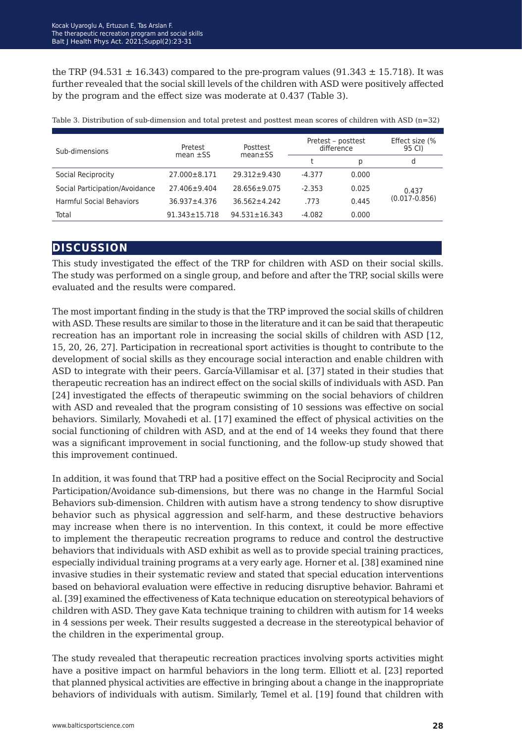the TRP (94.531 ± 16.343) compared to the pre-program values (91.343 ± 15.718). It was further revealed that the social skill levels of the children with ASD were positively affected by the program and the effect size was moderate at 0.437 (Table 3).

Table 3. Distribution of sub-dimension and total pretest and posttest mean scores of children with ASD (n=32)

| Sub-dimensions | Pretest mean ±SS | Posttest mean±SS | Pretest – posttest difference | | Effect size (% 95 CI) |
|---|---|---|---|---|---|
| | | | t | p | d |
| Social Reciprocity | 27.000±8.171 | 29.312±9.430 | -4.377 | 0.000 | 0.437 (0.017-0.856) |
| Social Participation/Avoidance | 27.406±9.404 | 28.656±9.075 | -2.353 | 0.025 | |
| Harmful Social Behaviors | 36.937±4.376 | 36.562±4.242 | .773 | 0.445 | |
| Total | 91.343±15.718 | 94.531±16.343 | -4.082 | 0.000 | |

## DISCUSSION

This study investigated the effect of the TRP for children with ASD on their social skills. The study was performed on a single group, and before and after the TRP, social skills were evaluated and the results were compared.

The most important finding in the study is that the TRP improved the social skills of children with ASD. These results are similar to those in the literature and it can be said that therapeutic recreation has an important role in increasing the social skills of children with ASD [12, 15, 20, 26, 27]. Participation in recreational sport activities is thought to contribute to the development of social skills as they encourage social interaction and enable children with ASD to integrate with their peers. García-Villamisar et al. [37] stated in their studies that therapeutic recreation has an indirect effect on the social skills of individuals with ASD. Pan [24] investigated the effects of therapeutic swimming on the social behaviors of children with ASD and revealed that the program consisting of 10 sessions was effective on social behaviors. Similarly, Movahedi et al. [17] examined the effect of physical activities on the social functioning of children with ASD, and at the end of 14 weeks they found that there was a significant improvement in social functioning, and the follow-up study showed that this improvement continued.

In addition, it was found that TRP had a positive effect on the Social Reciprocity and Social Participation/Avoidance sub-dimensions, but there was no change in the Harmful Social Behaviors sub-dimension. Children with autism have a strong tendency to show disruptive behavior such as physical aggression and self-harm, and these destructive behaviors may increase when there is no intervention. In this context, it could be more effective to implement the therapeutic recreation programs to reduce and control the destructive behaviors that individuals with ASD exhibit as well as to provide special training practices, especially individual training programs at a very early age. Horner et al. [38] examined nine invasive studies in their systematic review and stated that special education interventions based on behavioral evaluation were effective in reducing disruptive behavior. Bahrami et al. [39] examined the effectiveness of Kata technique education on stereotypical behaviors of children with ASD. They gave Kata technique training to children with autism for 14 weeks in 4 sessions per week. Their results suggested a decrease in the stereotypical behavior of the children in the experimental group.

The study revealed that therapeutic recreation practices involving sports activities might have a positive impact on harmful behaviors in the long term. Elliott et al. [23] reported that planned physical activities are effective in bringing about a change in the inappropriate behaviors of individuals with autism. Similarly, Temel et al. [19] found that children with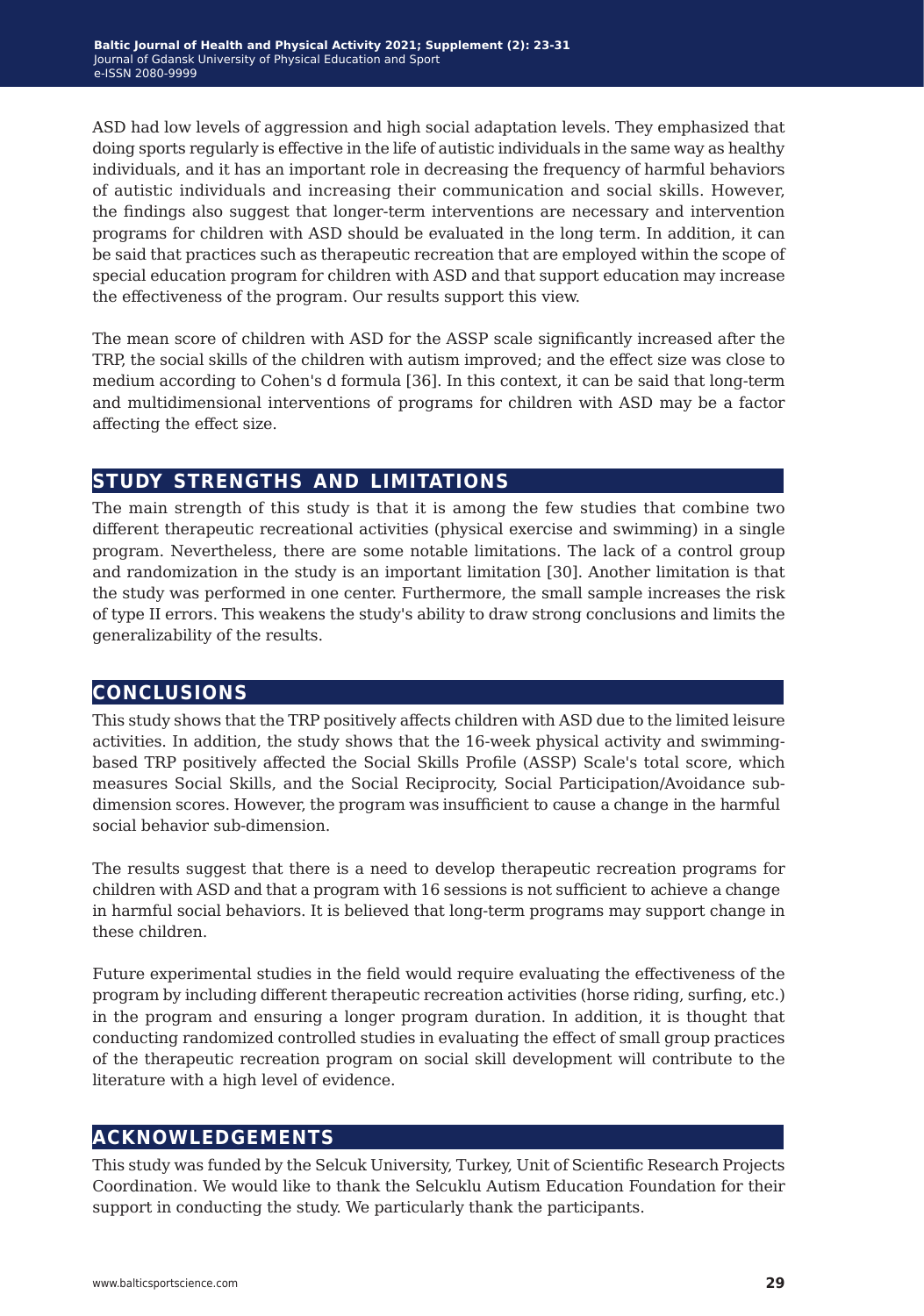ASD had low levels of aggression and high social adaptation levels. They emphasized that doing sports regularly is effective in the life of autistic individuals in the same way as healthy individuals, and it has an important role in decreasing the frequency of harmful behaviors of autistic individuals and increasing their communication and social skills. However, the findings also suggest that longer-term interventions are necessary and intervention programs for children with ASD should be evaluated in the long term. In addition, it can be said that practices such as therapeutic recreation that are employed within the scope of special education program for children with ASD and that support education may increase the effectiveness of the program. Our results support this view.

The mean score of children with ASD for the ASSP scale significantly increased after the TRP, the social skills of the children with autism improved; and the effect size was close to medium according to Cohen's d formula [36]. In this context, it can be said that long-term and multidimensional interventions of programs for children with ASD may be a factor affecting the effect size.

## STUDY STRENGTHS AND LIMITATIONS

The main strength of this study is that it is among the few studies that combine two different therapeutic recreational activities (physical exercise and swimming) in a single program. Nevertheless, there are some notable limitations. The lack of a control group and randomization in the study is an important limitation [30]. Another limitation is that the study was performed in one center. Furthermore, the small sample increases the risk of type II errors. This weakens the study's ability to draw strong conclusions and limits the generalizability of the results.

## CONCLUSIONS

This study shows that the TRP positively affects children with ASD due to the limited leisure activities. In addition, the study shows that the 16-week physical activity and swimming-based TRP positively affected the Social Skills Profile (ASSP) Scale's total score, which measures Social Skills, and the Social Reciprocity, Social Participation/Avoidance sub-dimension scores. However, the program was insufficient to cause a change in the harmful social behavior sub-dimension.

The results suggest that there is a need to develop therapeutic recreation programs for children with ASD and that a program with 16 sessions is not sufficient to achieve a change in harmful social behaviors. It is believed that long-term programs may support change in these children.

Future experimental studies in the field would require evaluating the effectiveness of the program by including different therapeutic recreation activities (horse riding, surfing, etc.) in the program and ensuring a longer program duration. In addition, it is thought that conducting randomized controlled studies in evaluating the effect of small group practices of the therapeutic recreation program on social skill development will contribute to the literature with a high level of evidence.

## ACKNOWLEDGEMENTS

This study was funded by the Selcuk University, Turkey, Unit of Scientific Research Projects Coordination. We would like to thank the Selcuklu Autism Education Foundation for their support in conducting the study. We particularly thank the participants.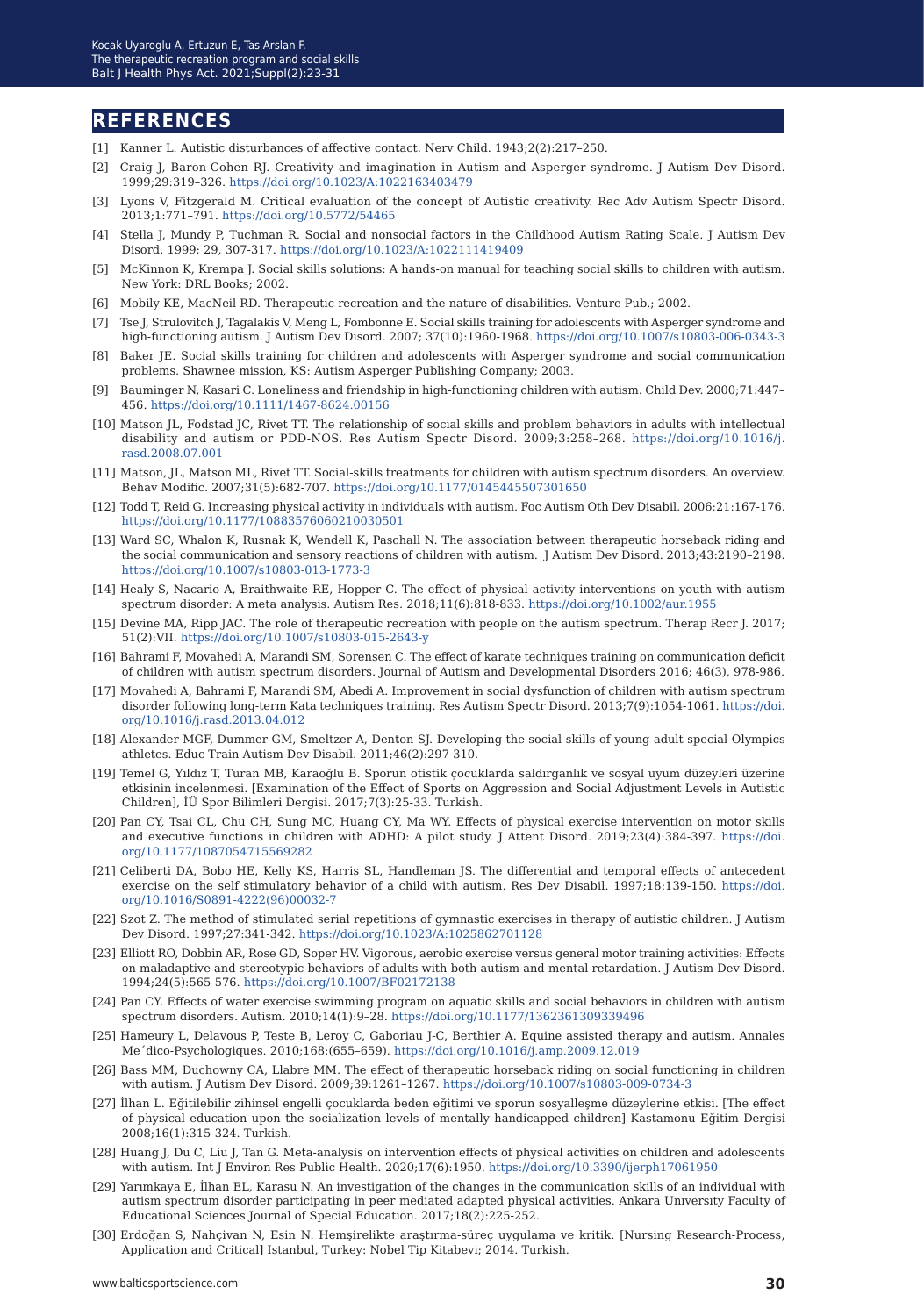## REFERENCES

[1] Kanner L. Autistic disturbances of affective contact. Nerv Child. 1943;2(2):217–250.

[2] Craig J, Baron-Cohen RJ. Creativity and imagination in Autism and Asperger syndrome. J Autism Dev Disord. 1999;29:319–326. https://doi.org/10.1023/A:1022163403479

[3] Lyons V, Fitzgerald M. Critical evaluation of the concept of Autistic creativity. Rec Adv Autism Spectr Disord. 2013;1:771–791. https://doi.org/10.5772/54465

[4] Stella J, Mundy P, Tuchman R. Social and nonsocial factors in the Childhood Autism Rating Scale. J Autism Dev Disord. 1999; 29, 307-317. https://doi.org/10.1023/A:1022111419409

[5] McKinnon K, Krempa J. Social skills solutions: A hands-on manual for teaching social skills to children with autism. New York: DRL Books; 2002.

[6] Mobily KE, MacNeil RD. Therapeutic recreation and the nature of disabilities. Venture Pub.; 2002.

[7] Tse J, Strulovitch J, Tagalakis V, Meng L, Fombonne E. Social skills training for adolescents with Asperger syndrome and high-functioning autism. J Autism Dev Disord. 2007; 37(10):1960-1968. https://doi.org/10.1007/s10803-006-0343-3

[8] Baker JE. Social skills training for children and adolescents with Asperger syndrome and social communication problems. Shawnee mission, KS: Autism Asperger Publishing Company; 2003.

[9] Bauminger N, Kasari C. Loneliness and friendship in high-functioning children with autism. Child Dev. 2000;71:447–456. https://doi.org/10.1111/1467-8624.00156

[10] Matson JL, Fodstad JC, Rivet TT. The relationship of social skills and problem behaviors in adults with intellectual disability and autism or PDD-NOS. Res Autism Spectr Disord. 2009;3:258–268. https://doi.org/10.1016/j.rasd.2008.07.001

[11] Matson, JL, Matson ML, Rivet TT. Social-skills treatments for children with autism spectrum disorders. An overview. Behav Modific. 2007;31(5):682-707. https://doi.org/10.1177/0145445507301650

[12] Todd T, Reid G. Increasing physical activity in individuals with autism. Foc Autism Oth Dev Disabil. 2006;21:167-176. https://doi.org/10.1177/10883576060210030501

[13] Ward SC, Whalon K, Rusnak K, Wendell K, Paschall N. The association between therapeutic horseback riding and the social communication and sensory reactions of children with autism. J Autism Dev Disord. 2013;43:2190–2198. https://doi.org/10.1007/s10803-013-1773-3

[14] Healy S, Nacario A, Braithwaite RE, Hopper C. The effect of physical activity interventions on youth with autism spectrum disorder: A meta analysis. Autism Res. 2018;11(6):818-833. https://doi.org/10.1002/aur.1955

[15] Devine MA, Ripp JAC. The role of therapeutic recreation with people on the autism spectrum. Therap Recr J. 2017; 51(2):VII. https://doi.org/10.1007/s10803-015-2643-y

[16] Bahrami F, Movahedi A, Marandi SM, Sorensen C. The effect of karate techniques training on communication deficit of children with autism spectrum disorders. Journal of Autism and Developmental Disorders 2016; 46(3), 978-986.

[17] Movahedi A, Bahrami F, Marandi SM, Abedi A. Improvement in social dysfunction of children with autism spectrum disorder following long-term Kata techniques training. Res Autism Spectr Disord. 2013;7(9):1054-1061. https://doi.org/10.1016/j.rasd.2013.04.012

[18] Alexander MGF, Dummer GM, Smeltzer A, Denton SJ. Developing the social skills of young adult special Olympics athletes. Educ Train Autism Dev Disabil. 2011;46(2):297-310.

[19] Temel G, Yıldız T, Turan MB, Karaoğlu B. Sporun otistik çocuklarda saldırganlık ve sosyal uyum düzeyleri üzerine etkisinin incelenmesi. [Examination of the Effect of Sports on Aggression and Social Adjustment Levels in Autistic Children], İÜ Spor Bilimleri Dergisi. 2017;7(3):25-33. Turkish.

[20] Pan CY, Tsai CL, Chu CH, Sung MC, Huang CY, Ma WY. Effects of physical exercise intervention on motor skills and executive functions in children with ADHD: A pilot study. J Attent Disord. 2019;23(4):384-397. https://doi.org/10.1177/1087054715569282

[21] Celiberti DA, Bobo HE, Kelly KS, Harris SL, Handleman JS. The differential and temporal effects of antecedent exercise on the self stimulatory behavior of a child with autism. Res Dev Disabil. 1997;18:139-150. https://doi.org/10.1016/S0891-4222(96)00032-7

[22] Szot Z. The method of stimulated serial repetitions of gymnastic exercises in therapy of autistic children. J Autism Dev Disord. 1997;27:341-342. https://doi.org/10.1023/A:1025862701128

[23] Elliott RO, Dobbin AR, Rose GD, Soper HV. Vigorous, aerobic exercise versus general motor training activities: Effects on maladaptive and stereotypic behaviors of adults with both autism and mental retardation. J Autism Dev Disord. 1994;24(5):565-576. https://doi.org/10.1007/BF02172138

[24] Pan CY. Effects of water exercise swimming program on aquatic skills and social behaviors in children with autism spectrum disorders. Autism. 2010;14(1):9–28. https://doi.org/10.1177/1362361309339496

[25] Hameury L, Delavous P, Teste B, Leroy C, Gaboriau J-C, Berthier A. Equine assisted therapy and autism. Annales Me´dico-Psychologiques. 2010;168:(655–659). https://doi.org/10.1016/j.amp.2009.12.019

[26] Bass MM, Duchowny CA, Llabre MM. The effect of therapeutic horseback riding on social functioning in children with autism. J Autism Dev Disord. 2009;39:1261–1267. https://doi.org/10.1007/s10803-009-0734-3

[27] İlhan L. Eğitilebilir zihinsel engelli çocuklarda beden eğitimi ve sporun sosyalleşme düzeylerine etkisi. [The effect of physical education upon the socialization levels of mentally handicapped children] Kastamonu Eğitim Dergisi 2008;16(1):315-324. Turkish.

[28] Huang J, Du C, Liu J, Tan G. Meta-analysis on intervention effects of physical activities on children and adolescents with autism. Int J Environ Res Public Health. 2020;17(6):1950. https://doi.org/10.3390/ijerph17061950

[29] Yarımkaya E, İlhan EL, Karasu N. An investigation of the changes in the communication skills of an individual with autism spectrum disorder participating in peer mediated adapted physical activities. Ankara Unıversıty Faculty of Educational Sciences Journal of Special Education. 2017;18(2):225-252.

[30] Erdoğan S, Nahçivan N, Esin N. Hemşirelikte araştırma-süreç uygulama ve kritik. [Nursing Research-Process, Application and Critical] Istanbul, Turkey: Nobel Tip Kitabevi; 2014. Turkish.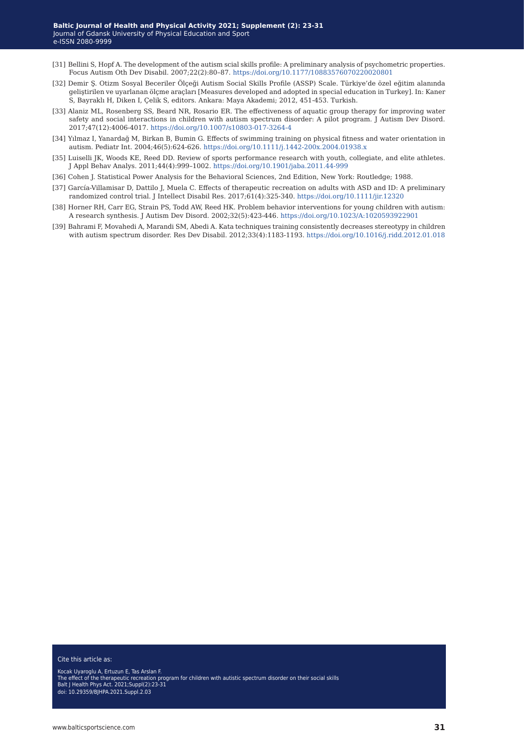[31] Bellini S, Hopf A. The development of the autism scial skills profile: A preliminary analysis of psychometric properties. Focus Autism Oth Dev Disabil. 2007;22(2):80–87. https://doi.org/10.1177/10883576070220020801

[32] Demir Ş. Otizm Sosyal Beceriler Ölçeği Autism Social Skills Profile (ASSP) Scale. Türkiye'de özel eğitim alanında geliştirilen ve uyarlanan ölçme araçları [Measures developed and adopted in special education in Turkey]. In: Kaner S, Bayraklı H, Diken I, Çelik S, editors. Ankara: Maya Akademi; 2012, 451-453. Turkish.

[33] Alaniz ML, Rosenberg SS, Beard NR, Rosario ER. The effectiveness of aquatic group therapy for improving water safety and social interactions in children with autism spectrum disorder: A pilot program. J Autism Dev Disord. 2017;47(12):4006-4017. https://doi.org/10.1007/s10803-017-3264-4

[34] Yılmaz I, Yanardağ M, Birkan B, Bumin G. Effects of swimming training on physical fitness and water orientation in autism. Pediatr Int. 2004;46(5):624-626. https://doi.org/10.1111/j.1442-200x.2004.01938.x

[35] Luiselli JK, Woods KE, Reed DD. Review of sports performance research with youth, collegiate, and elite athletes. J Appl Behav Analys. 2011;44(4):999–1002. https://doi.org/10.1901/jaba.2011.44-999

[36] Cohen J. Statistical Power Analysis for the Behavioral Sciences, 2nd Edition, New York: Routledge; 1988.

[37] García-Villamisar D, Dattilo J, Muela C. Effects of therapeutic recreation on adults with ASD and ID: A preliminary randomized control trial. J Intellect Disabil Res. 2017;61(4):325-340. https://doi.org/10.1111/jir.12320

[38] Horner RH, Carr EG, Strain PS, Todd AW, Reed HK. Problem behavior interventions for young children with autism: A research synthesis. J Autism Dev Disord. 2002;32(5):423-446. https://doi.org/10.1023/A:1020593922901

[39] Bahrami F, Movahedi A, Marandi SM, Abedi A. Kata techniques training consistently decreases stereotypy in children with autism spectrum disorder. Res Dev Disabil. 2012;33(4):1183-1193. https://doi.org/10.1016/j.ridd.2012.01.018

Cite this article as:

Kocak Uyaroglu A, Ertuzun E, Tas Arslan F.
The effect of the therapeutic recreation program for children with autistic spectrum disorder on their social skills
Balt J Health Phys Act. 2021;Suppl(2):23-31
doi: 10.29359/BJHPA.2021.Suppl.2.03